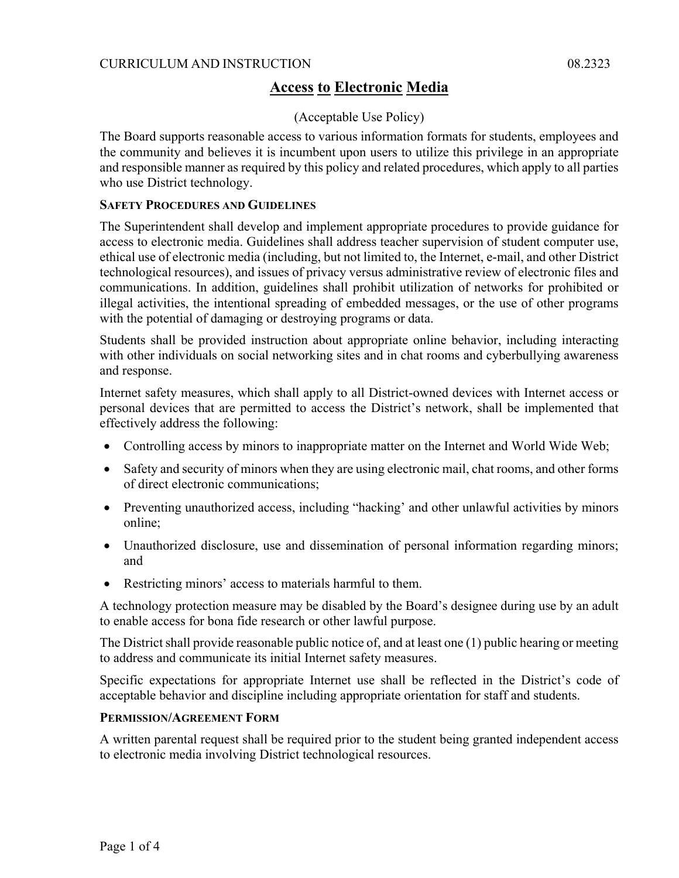CURRICULUM AND INSTRUCTION 08.2323

# Access to Electronic Media

(Acceptable Use Policy)

The Board supports reasonable access to various information formats for students, employees and the community and believes it is incumbent upon users to utilize this privilege in an appropriate and responsible manner as required by this policy and related procedures, which apply to all parties who use District technology.

## SAFETY PROCEDURES AND GUIDELINES

The Superintendent shall develop and implement appropriate procedures to provide guidance for access to electronic media. Guidelines shall address teacher supervision of student computer use, ethical use of electronic media (including, but not limited to, the Internet, e-mail, and other District technological resources), and issues of privacy versus administrative review of electronic files and communications. In addition, guidelines shall prohibit utilization of networks for prohibited or illegal activities, the intentional spreading of embedded messages, or the use of other programs with the potential of damaging or destroying programs or data.

Students shall be provided instruction about appropriate online behavior, including interacting with other individuals on social networking sites and in chat rooms and cyberbullying awareness and response.

Internet safety measures, which shall apply to all District-owned devices with Internet access or personal devices that are permitted to access the District's network, shall be implemented that effectively address the following:

- Controlling access by minors to inappropriate matter on the Internet and World Wide Web;
- Safety and security of minors when they are using electronic mail, chat rooms, and other forms of direct electronic communications;
- Preventing unauthorized access, including "hacking' and other unlawful activities by minors online;
- Unauthorized disclosure, use and dissemination of personal information regarding minors; and
- Restricting minors' access to materials harmful to them.

A technology protection measure may be disabled by the Board's designee during use by an adult to enable access for bona fide research or other lawful purpose.

The District shall provide reasonable public notice of, and at least one (1) public hearing or meeting to address and communicate its initial Internet safety measures.

Specific expectations for appropriate Internet use shall be reflected in the District's code of acceptable behavior and discipline including appropriate orientation for staff and students.

## PERMISSION/AGREEMENT FORM

A written parental request shall be required prior to the student being granted independent access to electronic media involving District technological resources.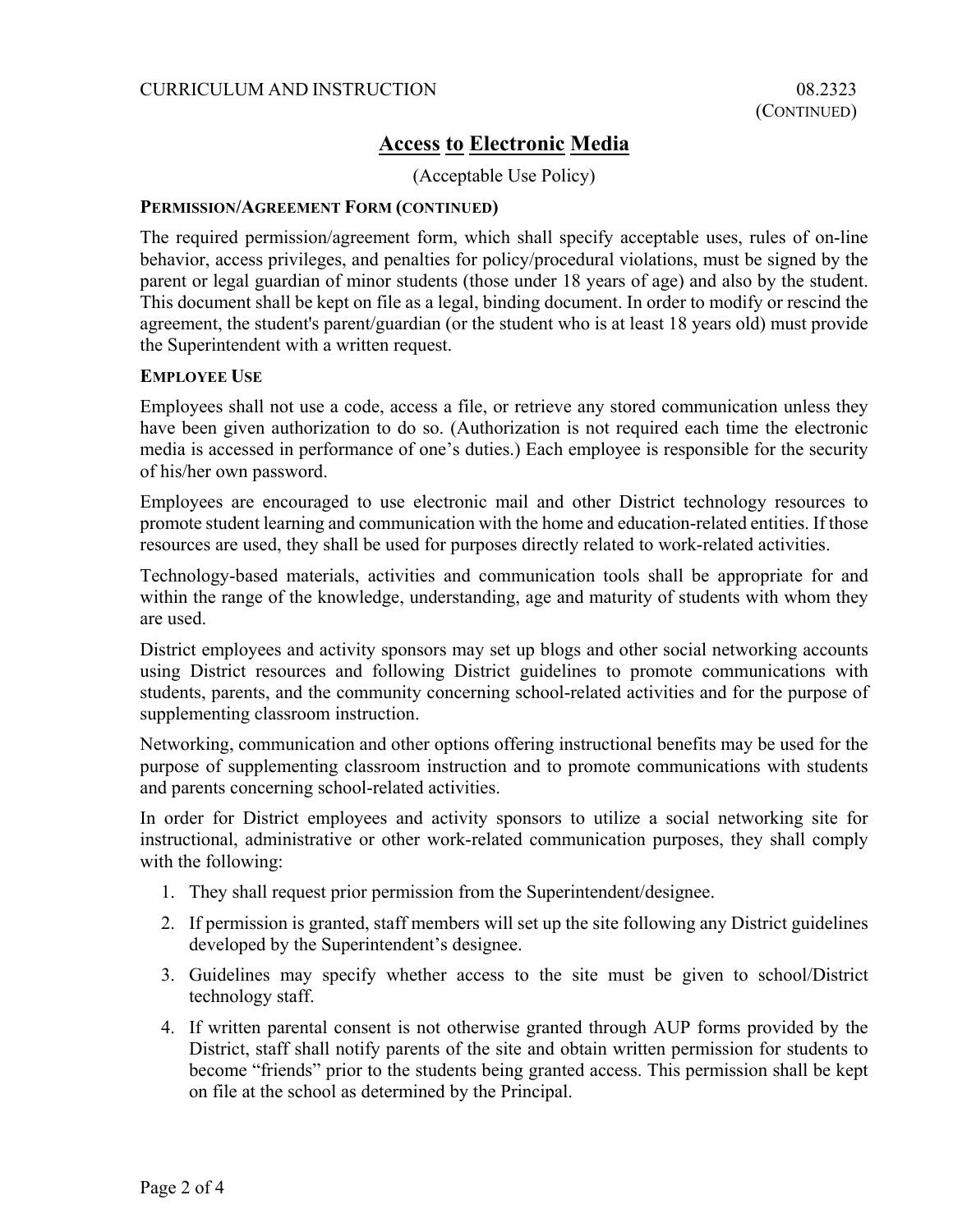# Access to Electronic Media

(Acceptable Use Policy)

### PERMISSION/AGREEMENT FORM (CONTINUED)

The required permission/agreement form, which shall specify acceptable uses, rules of on-line behavior, access privileges, and penalties for policy/procedural violations, must be signed by the parent or legal guardian of minor students (those under 18 years of age) and also by the student. This document shall be kept on file as a legal, binding document. In order to modify or rescind the agreement, the student's parent/guardian (or the student who is at least 18 years old) must provide the Superintendent with a written request.

### EMPLOYEE USE

Employees shall not use a code, access a file, or retrieve any stored communication unless they have been given authorization to do so. (Authorization is not required each time the electronic media is accessed in performance of one's duties.) Each employee is responsible for the security of his/her own password.

Employees are encouraged to use electronic mail and other District technology resources to promote student learning and communication with the home and education-related entities. If those resources are used, they shall be used for purposes directly related to work-related activities.

Technology-based materials, activities and communication tools shall be appropriate for and within the range of the knowledge, understanding, age and maturity of students with whom they are used.

District employees and activity sponsors may set up blogs and other social networking accounts using District resources and following District guidelines to promote communications with students, parents, and the community concerning school-related activities and for the purpose of supplementing classroom instruction.

Networking, communication and other options offering instructional benefits may be used for the purpose of supplementing classroom instruction and to promote communications with students and parents concerning school-related activities.

In order for District employees and activity sponsors to utilize a social networking site for instructional, administrative or other work-related communication purposes, they shall comply with the following:

1. They shall request prior permission from the Superintendent/designee.
2. If permission is granted, staff members will set up the site following any District guidelines developed by the Superintendent's designee.
3. Guidelines may specify whether access to the site must be given to school/District technology staff.
4. If written parental consent is not otherwise granted through AUP forms provided by the District, staff shall notify parents of the site and obtain written permission for students to become "friends" prior to the students being granted access. This permission shall be kept on file at the school as determined by the Principal.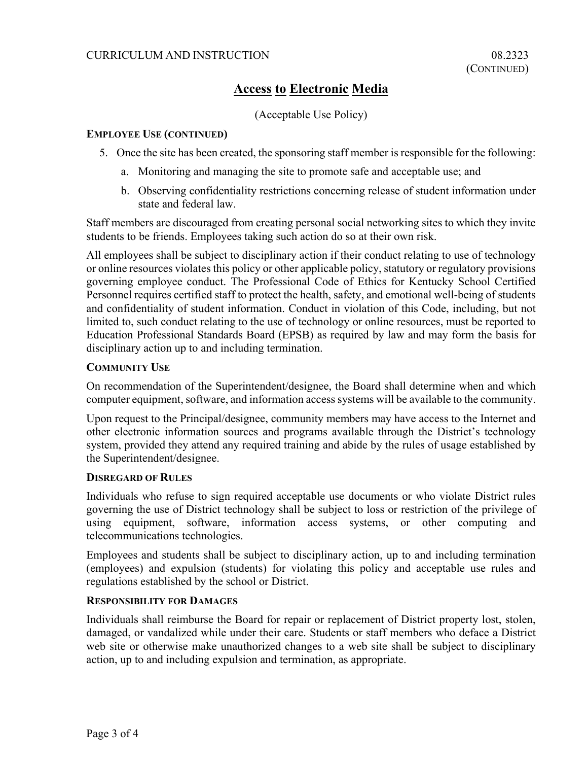# Access to Electronic Media

(Acceptable Use Policy)

**EMPLOYEE USE (CONTINUED)**

5. Once the site has been created, the sponsoring staff member is responsible for the following:
   a. Monitoring and managing the site to promote safe and acceptable use; and
   b. Observing confidentiality restrictions concerning release of student information under state and federal law.

Staff members are discouraged from creating personal social networking sites to which they invite students to be friends. Employees taking such action do so at their own risk.

All employees shall be subject to disciplinary action if their conduct relating to use of technology or online resources violates this policy or other applicable policy, statutory or regulatory provisions governing employee conduct. The Professional Code of Ethics for Kentucky School Certified Personnel requires certified staff to protect the health, safety, and emotional well-being of students and confidentiality of student information. Conduct in violation of this Code, including, but not limited to, such conduct relating to the use of technology or online resources, must be reported to Education Professional Standards Board (EPSB) as required by law and may form the basis for disciplinary action up to and including termination.

**COMMUNITY USE**

On recommendation of the Superintendent/designee, the Board shall determine when and which computer equipment, software, and information access systems will be available to the community.

Upon request to the Principal/designee, community members may have access to the Internet and other electronic information sources and programs available through the District's technology system, provided they attend any required training and abide by the rules of usage established by the Superintendent/designee.

**DISREGARD OF RULES**

Individuals who refuse to sign required acceptable use documents or who violate District rules governing the use of District technology shall be subject to loss or restriction of the privilege of using equipment, software, information access systems, or other computing and telecommunications technologies.

Employees and students shall be subject to disciplinary action, up to and including termination (employees) and expulsion (students) for violating this policy and acceptable use rules and regulations established by the school or District.

**RESPONSIBILITY FOR DAMAGES**

Individuals shall reimburse the Board for repair or replacement of District property lost, stolen, damaged, or vandalized while under their care. Students or staff members who deface a District web site or otherwise make unauthorized changes to a web site shall be subject to disciplinary action, up to and including expulsion and termination, as appropriate.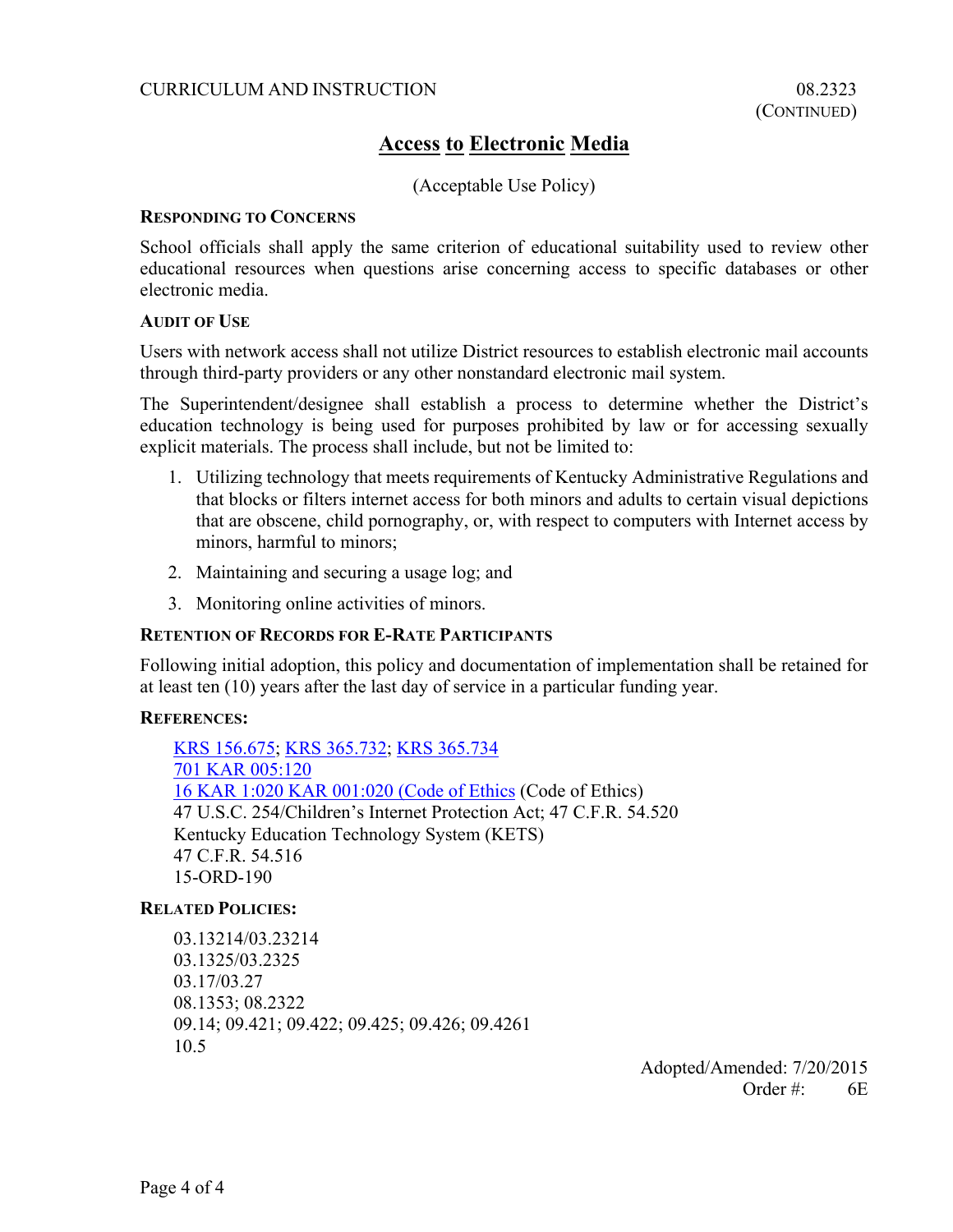## Access to Electronic Media

(Acceptable Use Policy)

### Responding to Concerns

School officials shall apply the same criterion of educational suitability used to review other educational resources when questions arise concerning access to specific databases or other electronic media.

### Audit of Use

Users with network access shall not utilize District resources to establish electronic mail accounts through third-party providers or any other nonstandard electronic mail system.

The Superintendent/designee shall establish a process to determine whether the District's education technology is being used for purposes prohibited by law or for accessing sexually explicit materials. The process shall include, but not be limited to:

1. Utilizing technology that meets requirements of Kentucky Administrative Regulations and that blocks or filters internet access for both minors and adults to certain visual depictions that are obscene, child pornography, or, with respect to computers with Internet access by minors, harmful to minors;
2. Maintaining and securing a usage log; and
3. Monitoring online activities of minors.

### Retention of Records for E-Rate Participants

Following initial adoption, this policy and documentation of implementation shall be retained for at least ten (10) years after the last day of service in a particular funding year.

### References:

KRS 156.675; KRS 365.732; KRS 365.734
701 KAR 005:120
16 KAR 1:020 KAR 001:020 (Code of Ethics (Code of Ethics)
47 U.S.C. 254/Children's Internet Protection Act; 47 C.F.R. 54.520
Kentucky Education Technology System (KETS)
47 C.F.R. 54.516
15-ORD-190

### Related Policies:

03.13214/03.23214
03.1325/03.2325
03.17/03.27
08.1353; 08.2322
09.14; 09.421; 09.422; 09.425; 09.426; 09.4261
10.5

Adopted/Amended: 7/20/2015
Order #: 6E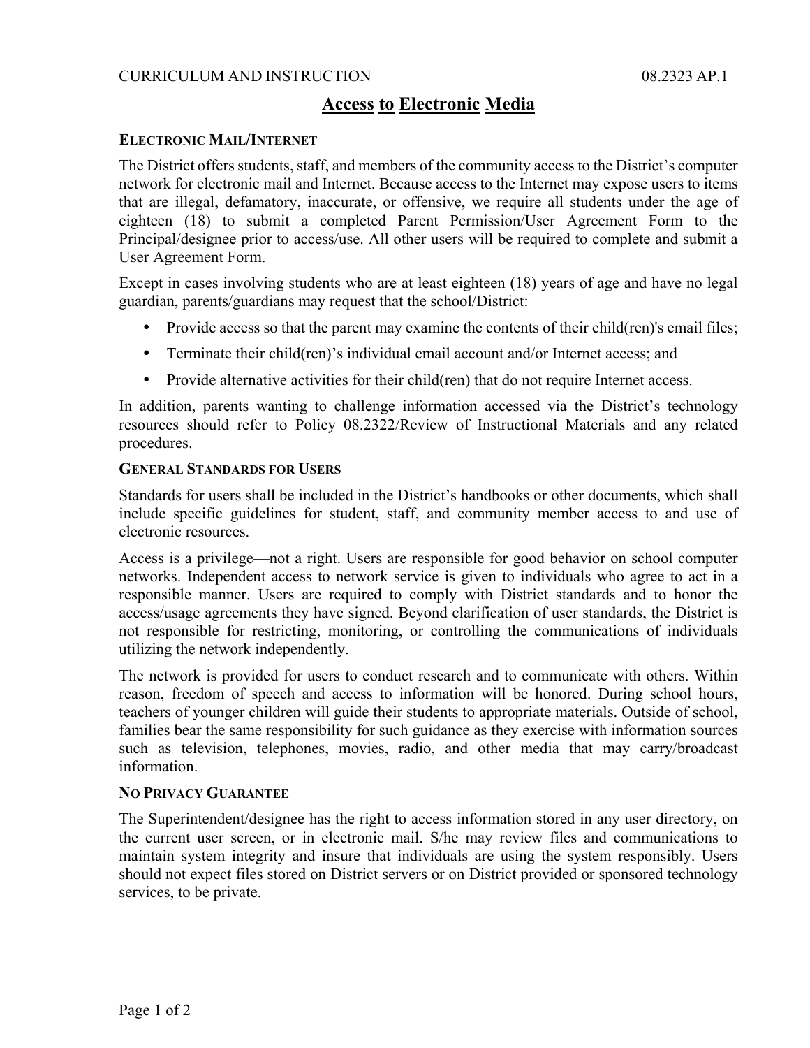CURRICULUM AND INSTRUCTION 08.2323 AP.1

# Access to Electronic Media

## ELECTRONIC MAIL/INTERNET

The District offers students, staff, and members of the community access to the District's computer network for electronic mail and Internet. Because access to the Internet may expose users to items that are illegal, defamatory, inaccurate, or offensive, we require all students under the age of eighteen (18) to submit a completed Parent Permission/User Agreement Form to the Principal/designee prior to access/use. All other users will be required to complete and submit a User Agreement Form.

Except in cases involving students who are at least eighteen (18) years of age and have no legal guardian, parents/guardians may request that the school/District:

- Provide access so that the parent may examine the contents of their child(ren)'s email files;
- Terminate their child(ren)'s individual email account and/or Internet access; and
- Provide alternative activities for their child(ren) that do not require Internet access.

In addition, parents wanting to challenge information accessed via the District's technology resources should refer to Policy 08.2322/Review of Instructional Materials and any related procedures.

## GENERAL STANDARDS FOR USERS

Standards for users shall be included in the District's handbooks or other documents, which shall include specific guidelines for student, staff, and community member access to and use of electronic resources.

Access is a privilege—not a right. Users are responsible for good behavior on school computer networks. Independent access to network service is given to individuals who agree to act in a responsible manner. Users are required to comply with District standards and to honor the access/usage agreements they have signed. Beyond clarification of user standards, the District is not responsible for restricting, monitoring, or controlling the communications of individuals utilizing the network independently.

The network is provided for users to conduct research and to communicate with others. Within reason, freedom of speech and access to information will be honored. During school hours, teachers of younger children will guide their students to appropriate materials. Outside of school, families bear the same responsibility for such guidance as they exercise with information sources such as television, telephones, movies, radio, and other media that may carry/broadcast information.

## NO PRIVACY GUARANTEE

The Superintendent/designee has the right to access information stored in any user directory, on the current user screen, or in electronic mail. S/he may review files and communications to maintain system integrity and insure that individuals are using the system responsibly. Users should not expect files stored on District servers or on District provided or sponsored technology services, to be private.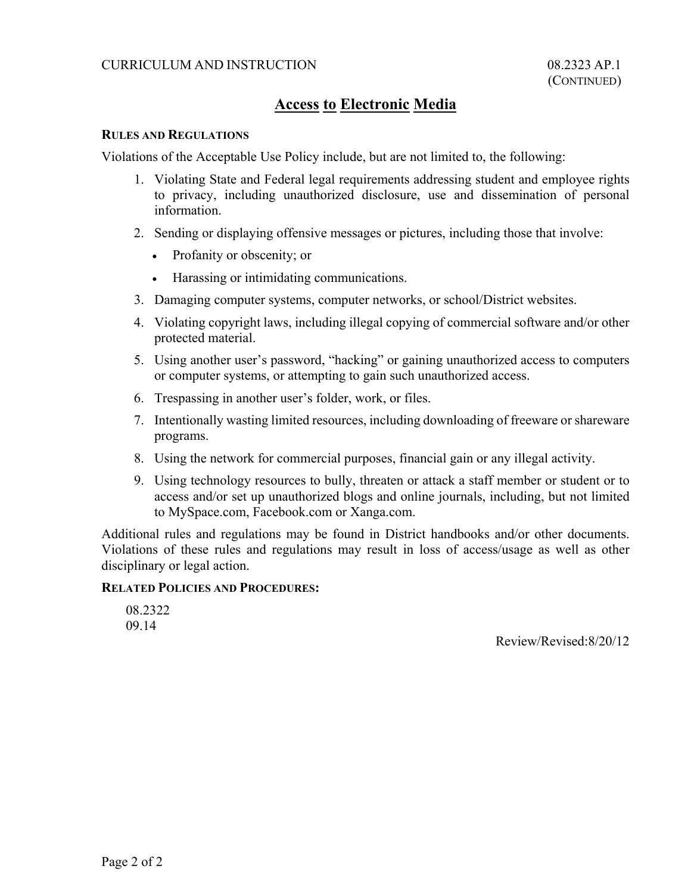# Access to Electronic Media

### Rules and Regulations

Violations of the Acceptable Use Policy include, but are not limited to, the following:

1. Violating State and Federal legal requirements addressing student and employee rights to privacy, including unauthorized disclosure, use and dissemination of personal information.
2. Sending or displaying offensive messages or pictures, including those that involve:
   - Profanity or obscenity; or
   - Harassing or intimidating communications.
3. Damaging computer systems, computer networks, or school/District websites.
4. Violating copyright laws, including illegal copying of commercial software and/or other protected material.
5. Using another user's password, "hacking" or gaining unauthorized access to computers or computer systems, or attempting to gain such unauthorized access.
6. Trespassing in another user's folder, work, or files.
7. Intentionally wasting limited resources, including downloading of freeware or shareware programs.
8. Using the network for commercial purposes, financial gain or any illegal activity.
9. Using technology resources to bully, threaten or attack a staff member or student or to access and/or set up unauthorized blogs and online journals, including, but not limited to MySpace.com, Facebook.com or Xanga.com.

Additional rules and regulations may be found in District handbooks and/or other documents. Violations of these rules and regulations may result in loss of access/usage as well as other disciplinary or legal action.

### Related Policies and Procedures:

08.2322
09.14

Review/Revised:8/20/12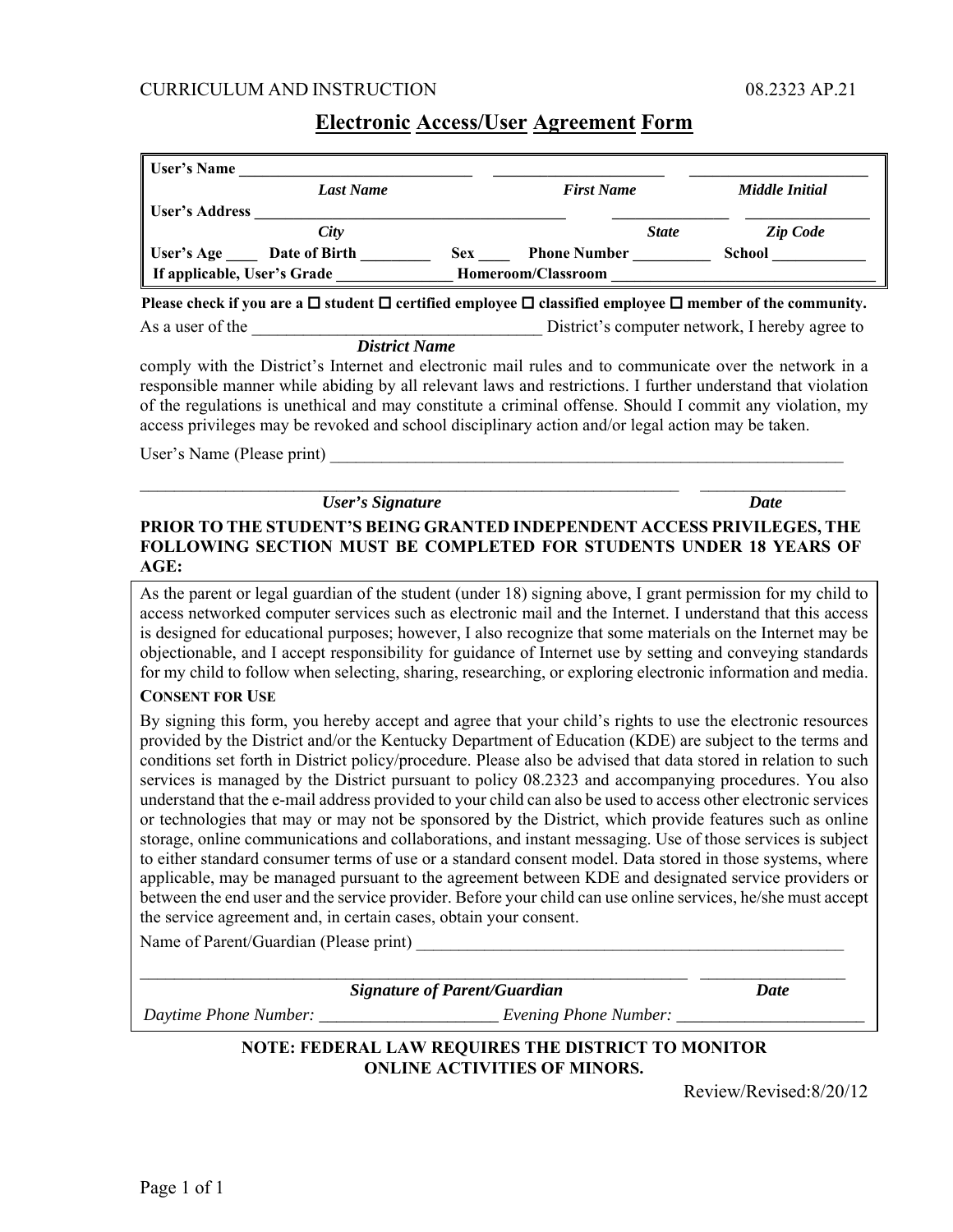CURRICULUM AND INSTRUCTION 08.2323 AP.21

# Electronic Access/User Agreement Form

| | | | |
|---|---|---|---|
| **User's Name** ______________ | ______________ | ______________ | |
| ***Last Name*** | ***First Name*** | ***Middle Initial*** | |
| **User's Address** ______________ | ______________ | ______________ | |
| ***City*** | ***State*** | ***Zip Code*** | |
| **User's Age** ____ **Date of Birth** _________ | **Sex** ____ | **Phone Number** __________ | **School** ____________ |
| **If applicable, User's Grade** _______________ | **Homeroom/Classroom** ______________ | | |

**Please check if you are a ☐ student ☐ certified employee ☐ classified employee ☐ member of the community.**

As a user of the ___________________________________ District's computer network, I hereby agree to
***District Name***
comply with the District's Internet and electronic mail rules and to communicate over the network in a responsible manner while abiding by all relevant laws and restrictions. I further understand that violation of the regulations is unethical and may constitute a criminal offense. Should I commit any violation, my access privileges may be revoked and school disciplinary action and/or legal action may be taken.

User's Name (Please print) _______________________________________________________________

_______________________________________________________________ _________________
***User's Signature*** ***Date***

**PRIOR TO THE STUDENT'S BEING GRANTED INDEPENDENT ACCESS PRIVILEGES, THE FOLLOWING SECTION MUST BE COMPLETED FOR STUDENTS UNDER 18 YEARS OF AGE:**

As the parent or legal guardian of the student (under 18) signing above, I grant permission for my child to access networked computer services such as electronic mail and the Internet. I understand that this access is designed for educational purposes; however, I also recognize that some materials on the Internet may be objectionable, and I accept responsibility for guidance of Internet use by setting and conveying standards for my child to follow when selecting, sharing, researching, or exploring electronic information and media.

**CONSENT FOR USE**

By signing this form, you hereby accept and agree that your child's rights to use the electronic resources provided by the District and/or the Kentucky Department of Education (KDE) are subject to the terms and conditions set forth in District policy/procedure. Please also be advised that data stored in relation to such services is managed by the District pursuant to policy 08.2323 and accompanying procedures. You also understand that the e-mail address provided to your child can also be used to access other electronic services or technologies that may or may not be sponsored by the District, which provide features such as online storage, online communications and collaborations, and instant messaging. Use of those services is subject to either standard consumer terms of use or a standard consent model. Data stored in those systems, where applicable, may be managed pursuant to the agreement between KDE and designated service providers or between the end user and the service provider. Before your child can use online services, he/she must accept the service agreement and, in certain cases, obtain your consent.

Name of Parent/Guardian (Please print) _____________________________________________________

_______________________________________________________________ _________________
***Signature of Parent/Guardian*** ***Date***

*Daytime Phone Number:* _____________________ *Evening Phone Number:* ______________________

**NOTE: FEDERAL LAW REQUIRES THE DISTRICT TO MONITOR ONLINE ACTIVITIES OF MINORS.**

Review/Revised:8/20/12